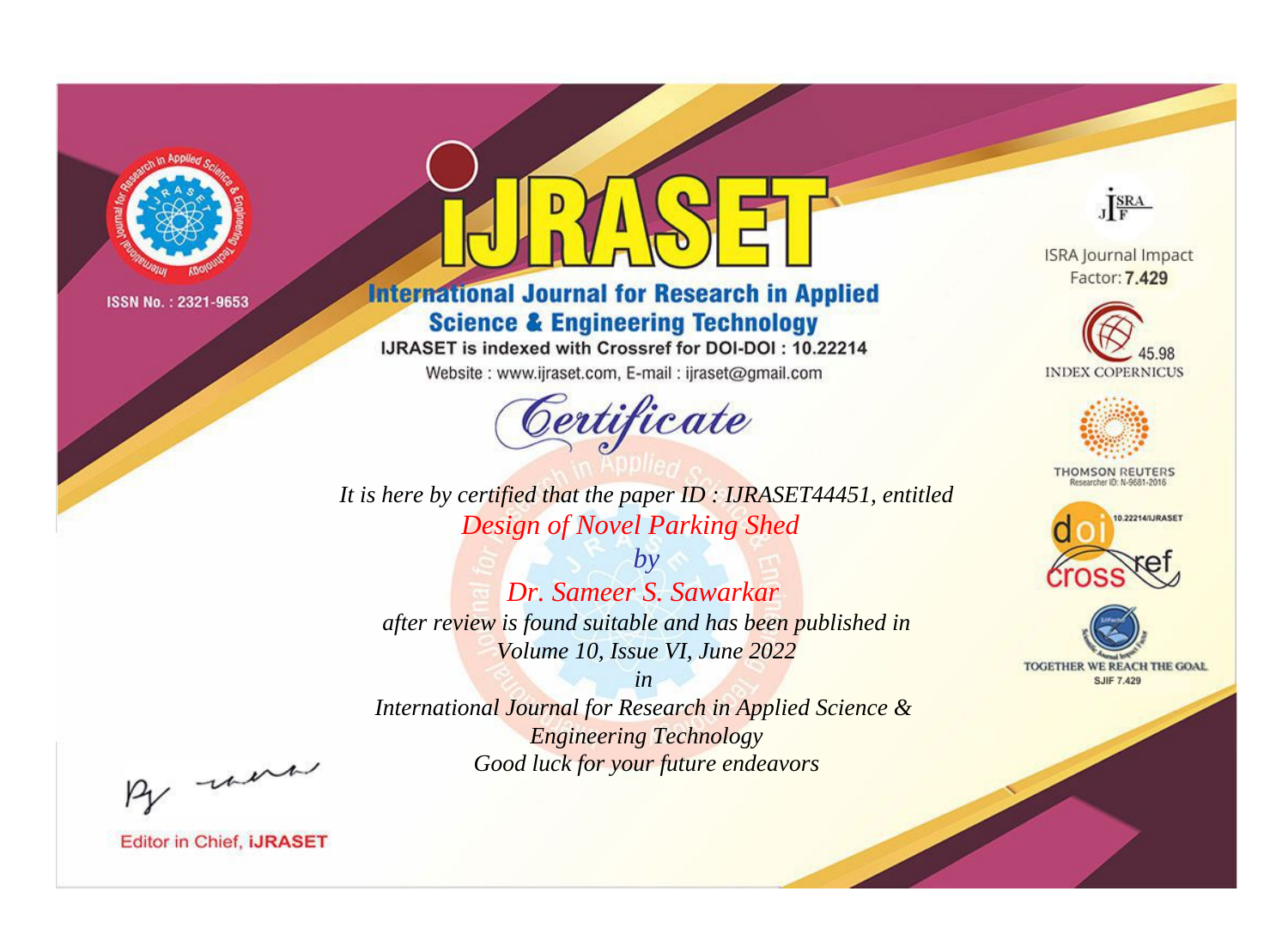ISSN No. : 2321-9653

# IJRASET

## International Journal for Research in Applied Science & Engineering Technology

IJRASET is indexed with Crossref for DOI-DOI : 10.22214

Website : www.ijraset.com, E-mail : ijraset@gmail.com

ISRA Journal Impact Factor: **7.429**

45.98 INDEX COPERNICUS

THOMSON REUTERS Researcher ID: N-9681-2016

10.22214/IJRASET

TOGETHER WE REACH THE GOAL SJIF 7.429

# *Certificate*

*It is here by certified that the paper ID : IJRASET44451, entitled*

*Design of Novel Parking Shed*

*by*

*Dr. Sameer S. Sawarkar*

*after review is found suitable and has been published in*

*Volume 10, Issue VI, June 2022*

*in*

*International Journal for Research in Applied Science & Engineering Technology*

*Good luck for your future endeavors*

Editor in Chief, **iJRASET**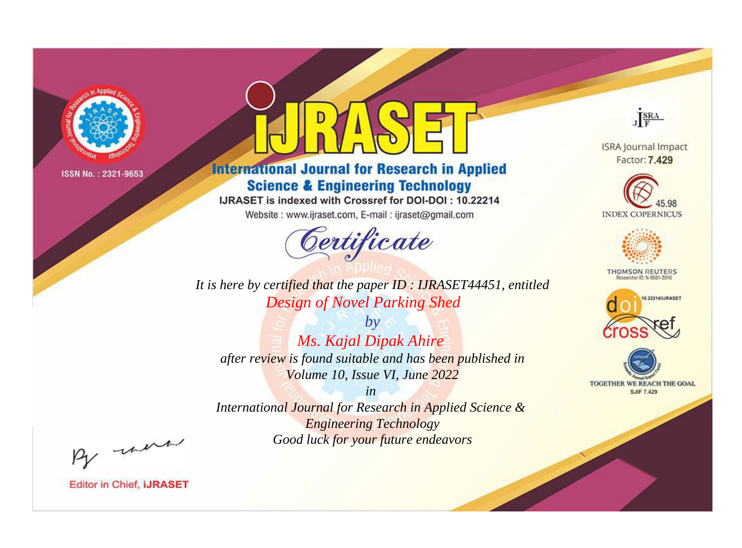ISSN No. : 2321-9653

# iJRASET

## International Journal for Research in Applied Science & Engineering Technology

IJRASET is indexed with Crossref for DOI-DOI : 10.22214

Website : www.ijraset.com, E-mail : ijraset@gmail.com

# Certificate

It is here by certified that the paper ID : IJRASET44451, entitled

*Design of Novel Parking Shed*

*by*

*Ms. Kajal Dipak Ahire*

*after review is found suitable and has been published in*

*Volume 10, Issue VI, June 2022*

*in*

*International Journal for Research in Applied Science & Engineering Technology*

*Good luck for your future endeavors*

ISRA Journal Impact Factor: **7.429**

45.98 INDEX COPERNICUS

THOMSON REUTERS Researcher ID: N-9681-2016

10.22214/IJRASET

TOGETHER WE REACH THE GOAL SJIF 7.429

Editor in Chief, **iJRASET**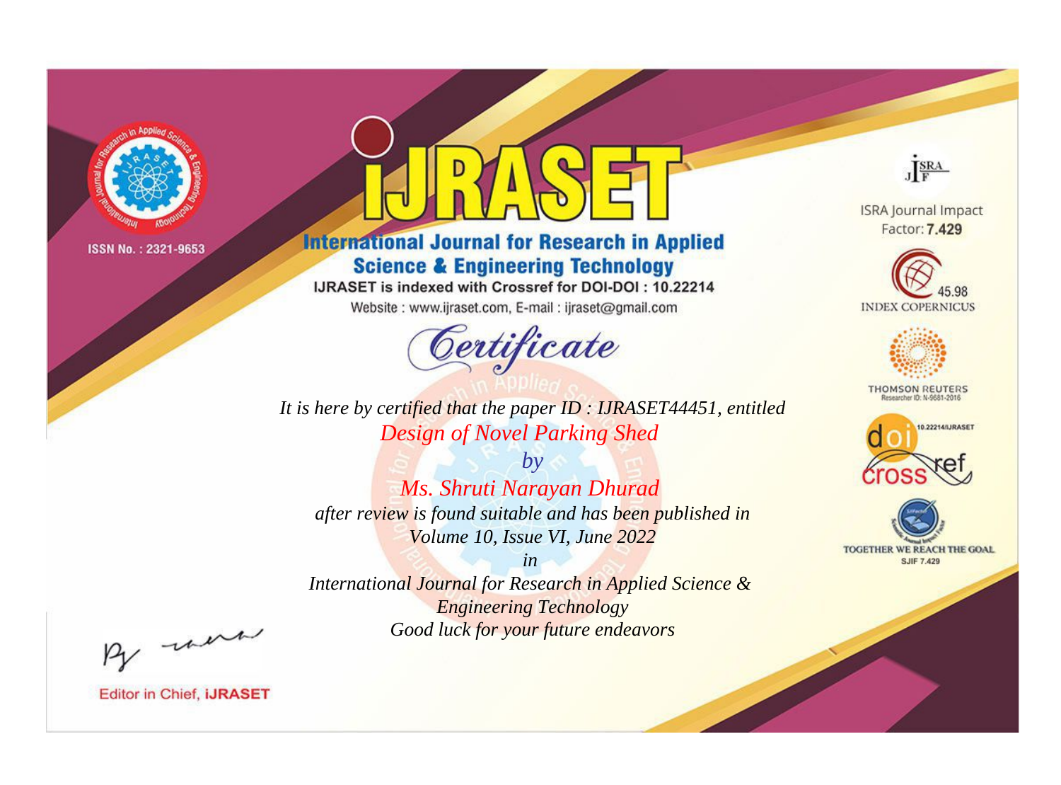ISSN No. : 2321-9653

# iJRASET

## International Journal for Research in Applied Science & Engineering Technology

IJRASET is indexed with Crossref for DOI-DOI : 10.22214

Website : www.ijraset.com, E-mail : ijraset@gmail.com

# Certificate

*It is here by certified that the paper ID : IJRASET44451, entitled*

*Design of Novel Parking Shed*

*by*

*Ms. Shruti Narayan Dhurad*

*after review is found suitable and has been published in*

*Volume 10, Issue VI, June 2022*

*in*

*International Journal for Research in Applied Science & Engineering Technology*

*Good luck for your future endeavors*

ISRA Journal Impact Factor: **7.429**

45.98 INDEX COPERNICUS

THOMSON REUTERS Researcher ID: N-9681-2016

10.22214/IJRASET

TOGETHER WE REACH THE GOAL SJIF 7.429

Editor in Chief, **iJRASET**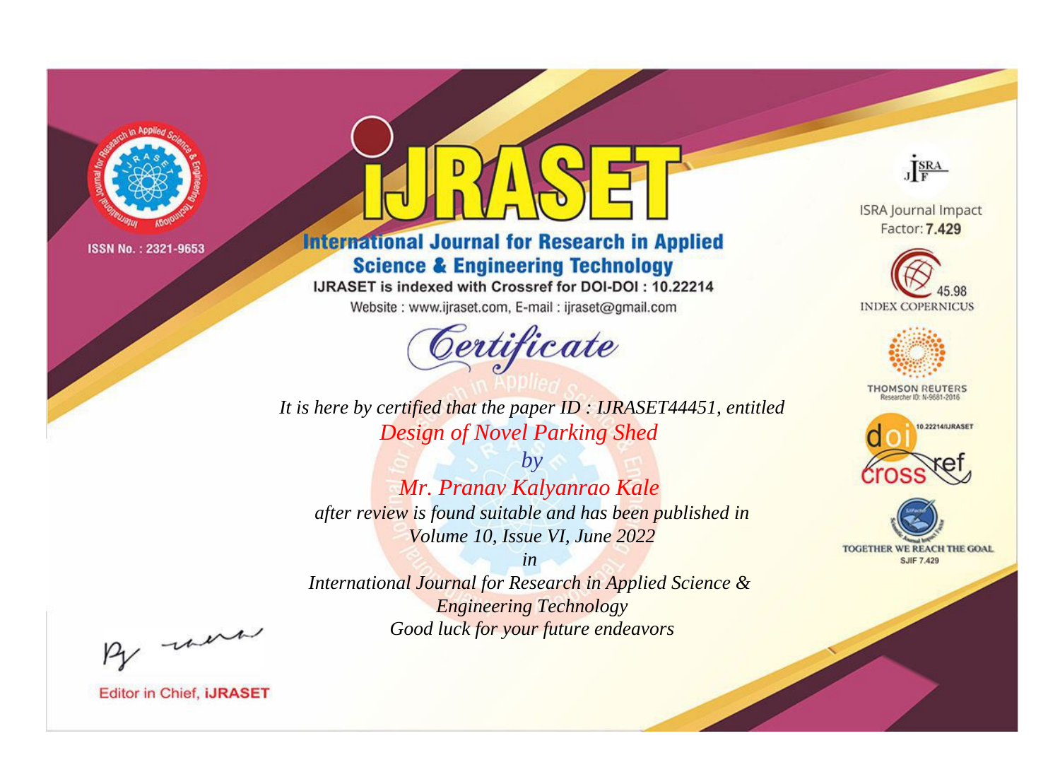ISSN No. : 2321-9653

# iJRASET

## International Journal for Research in Applied Science & Engineering Technology

IJRASET is indexed with Crossref for DOI-DOI : 10.22214

Website : www.ijraset.com, E-mail : ijraset@gmail.com

# *Certificate*

*It is here by certified that the paper ID : IJRASET44451, entitled*

*Design of Novel Parking Shed*

*by*

*Mr. Pranav Kalyanrao Kale*

*after review is found suitable and has been published in*

*Volume 10, Issue VI, June 2022*

*in*

*International Journal for Research in Applied Science & Engineering Technology*

*Good luck for your future endeavors*

ISRA Journal Impact Factor: **7.429**

45.98 INDEX COPERNICUS

THOMSON REUTERS Researcher ID: N-9681-2016

10.22214/IJRASET

TOGETHER WE REACH THE GOAL SJIF 7.429

Editor in Chief, **iJRASET**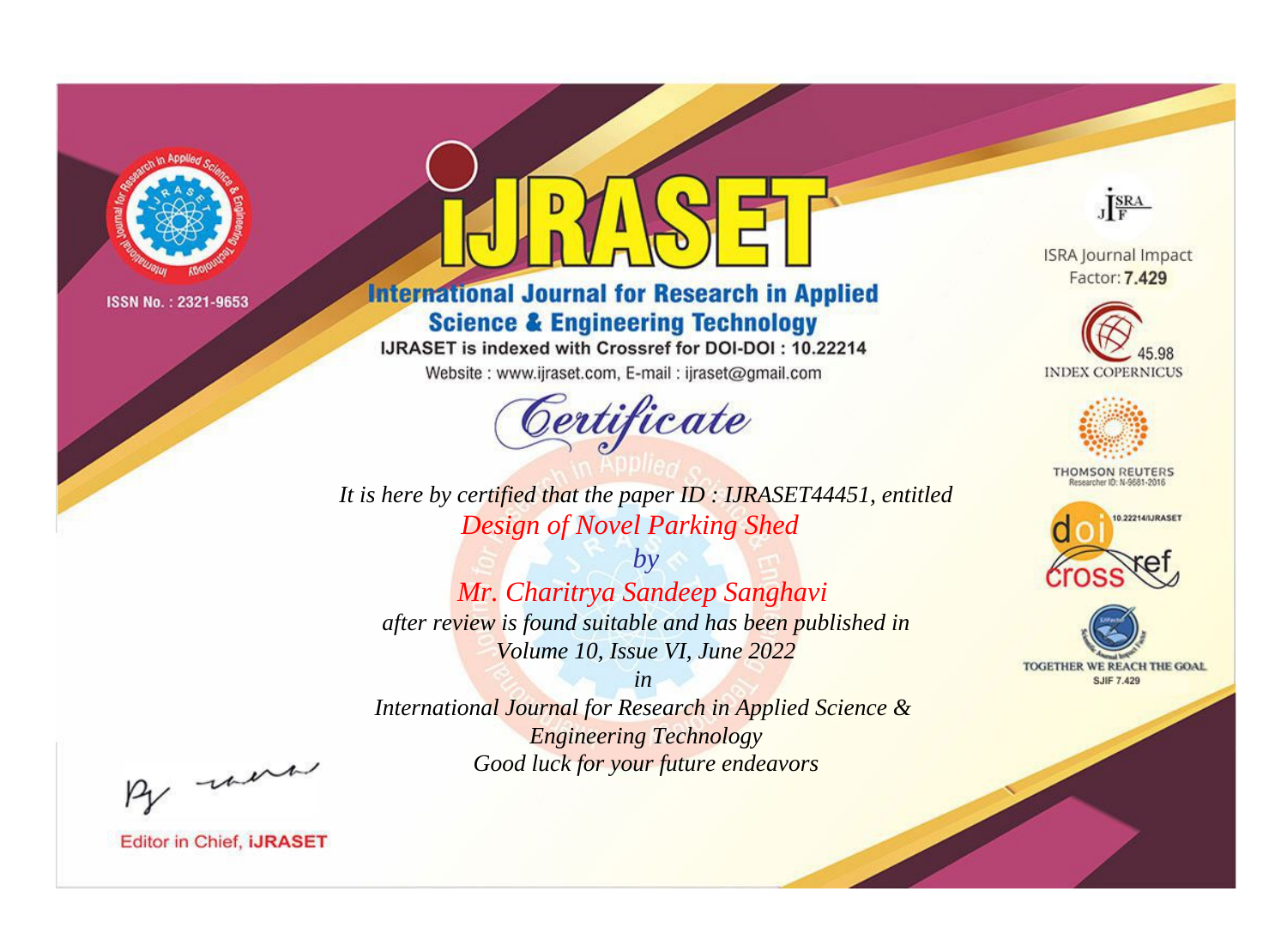ISSN No. : 2321-9653

# IJRASET

## International Journal for Research in Applied Science & Engineering Technology

IJRASET is indexed with Crossref for DOI-DOI : 10.22214

Website : www.ijraset.com, E-mail : ijraset@gmail.com

*Certificate*

*It is here by certified that the paper ID : IJRASET44451, entitled*

*Design of Novel Parking Shed*

*by*

*Mr. Charitrya Sandeep Sanghavi*

*after review is found suitable and has been published in*

*Volume 10, Issue VI, June 2022*

*in*

*International Journal for Research in Applied Science & Engineering Technology*

*Good luck for your future endeavors*

ISRA Journal Impact Factor: **7.429**

45.98 INDEX COPERNICUS

THOMSON REUTERS Researcher ID: N-9681-2016

10.22214/IJRASET

TOGETHER WE REACH THE GOAL SJIF 7.429

Editor in Chief, **iJRASET**